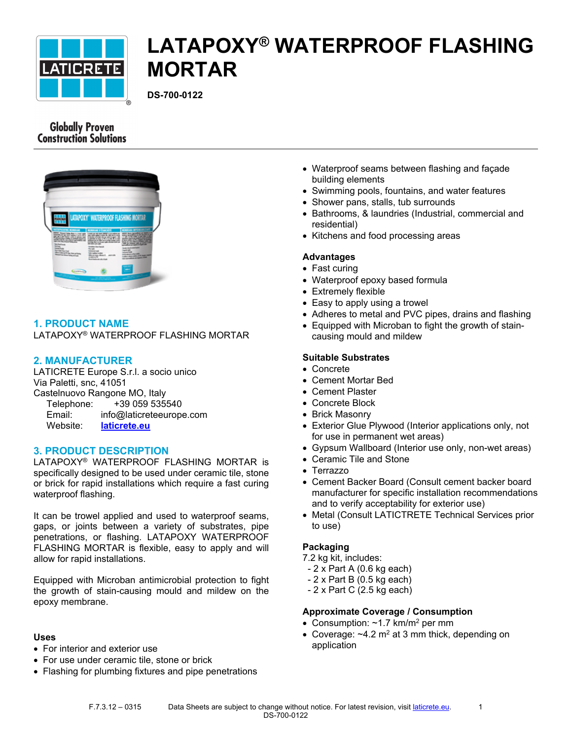# LATAPOXY® WATERPROOF FLASHING MORTAR

**DS-700-0122**

Globally Proven Construction Solutions

## 1. PRODUCT NAME

LATAPOXY® WATERPROOF FLASHING MORTAR

## 2. MANUFACTURER

LATICRETE Europe S.r.l. a socio unico
Via Paletti, snc, 41051
Castelnuovo Rangone MO, Italy
Telephone: +39 059 535540
Email: info@laticreteeurope.com
Website: laticrete.eu

## 3. PRODUCT DESCRIPTION

LATAPOXY® WATERPROOF FLASHING MORTAR is specifically designed to be used under ceramic tile, stone or brick for rapid installations which require a fast curing waterproof flashing.

It can be trowel applied and used to waterproof seams, gaps, or joints between a variety of substrates, pipe penetrations, or flashing. LATAPOXY WATERPROOF FLASHING MORTAR is flexible, easy to apply and will allow for rapid installations.

Equipped with Microban antimicrobial protection to fight the growth of stain-causing mould and mildew on the epoxy membrane.

### Uses

- For interior and exterior use
- For use under ceramic tile, stone or brick
- Flashing for plumbing fixtures and pipe penetrations
- Waterproof seams between flashing and façade building elements
- Swimming pools, fountains, and water features
- Shower pans, stalls, tub surrounds
- Bathrooms, & laundries (Industrial, commercial and residential)
- Kitchens and food processing areas

### Advantages

- Fast curing
- Waterproof epoxy based formula
- Extremely flexible
- Easy to apply using a trowel
- Adheres to metal and PVC pipes, drains and flashing
- Equipped with Microban to fight the growth of stain-causing mould and mildew

### Suitable Substrates

- Concrete
- Cement Mortar Bed
- Cement Plaster
- Concrete Block
- Brick Masonry
- Exterior Glue Plywood (Interior applications only, not for use in permanent wet areas)
- Gypsum Wallboard (Interior use only, non-wet areas)
- Ceramic Tile and Stone
- Terrazzo
- Cement Backer Board (Consult cement backer board manufacturer for specific installation recommendations and to verify acceptability for exterior use)
- Metal (Consult LATICTRETE Technical Services prior to use)

### Packaging

7.2 kg kit, includes:
- 2 x Part A (0.6 kg each)
- 2 x Part B (0.5 kg each)
- 2 x Part C (2.5 kg each)

### Approximate Coverage / Consumption

- Consumption: ~1.7 km/m$^2$ per mm
- Coverage: ~4.2 m$^2$ at 3 mm thick, depending on application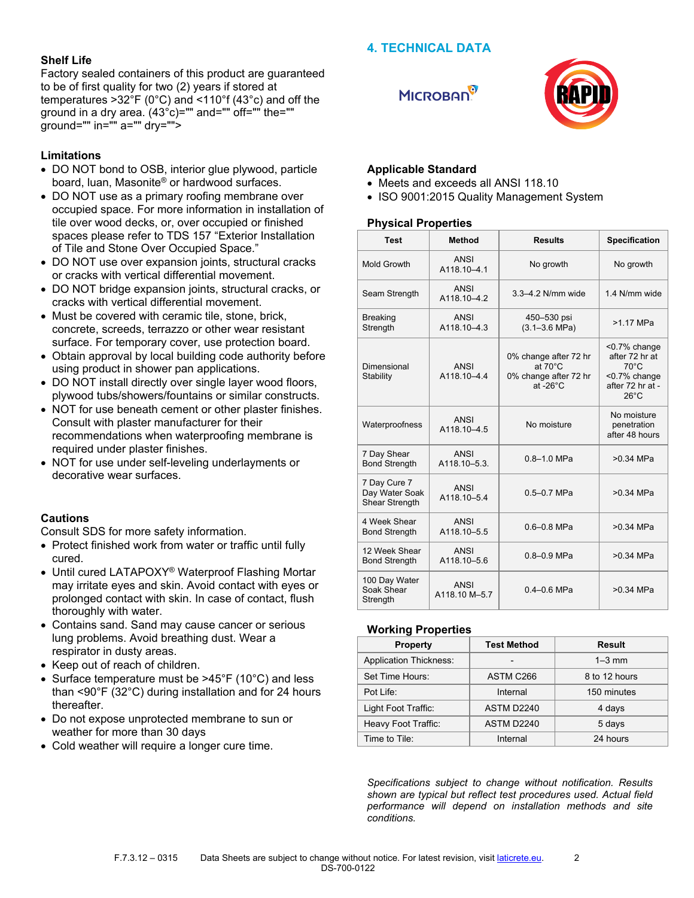## Shelf Life

Factory sealed containers of this product are guaranteed to be of first quality for two (2) years if stored at temperatures >32°F (0°C) and <110°f (43°c) and off the ground in a dry area. (43°c)="" and="" off="" the="" ground="" in="" a="" dry="">

## Limitations

- DO NOT bond to OSB, interior glue plywood, particle board, luan, Masonite® or hardwood surfaces.
- DO NOT use as a primary roofing membrane over occupied space. For more information in installation of tile over wood decks, or, over occupied or finished spaces please refer to TDS 157 "Exterior Installation of Tile and Stone Over Occupied Space."
- DO NOT use over expansion joints, structural cracks or cracks with vertical differential movement.
- DO NOT bridge expansion joints, structural cracks, or cracks with vertical differential movement.
- Must be covered with ceramic tile, stone, brick, concrete, screeds, terrazzo or other wear resistant surface. For temporary cover, use protection board.
- Obtain approval by local building code authority before using product in shower pan applications.
- DO NOT install directly over single layer wood floors, plywood tubs/showers/fountains or similar constructs.
- NOT for use beneath cement or other plaster finishes. Consult with plaster manufacturer for their recommendations when waterproofing membrane is required under plaster finishes.
- NOT for use under self-leveling underlayments or decorative wear surfaces.

## Cautions

Consult SDS for more safety information.

- Protect finished work from water or traffic until fully cured.
- Until cured LATAPOXY® Waterproof Flashing Mortar may irritate eyes and skin. Avoid contact with eyes or prolonged contact with skin. In case of contact, flush thoroughly with water.
- Contains sand. Sand may cause cancer or serious lung problems. Avoid breathing dust. Wear a respirator in dusty areas.
- Keep out of reach of children.
- Surface temperature must be >45°F (10°C) and less than <90°F (32°C) during installation and for 24 hours thereafter.
- Do not expose unprotected membrane to sun or weather for more than 30 days
- Cold weather will require a longer cure time.

# 4. TECHNICAL DATA

MICROBAN® RAPID

## Applicable Standard

- Meets and exceeds all ANSI 118.10
- ISO 9001:2015 Quality Management System

## Physical Properties

| Test | Method | Results | Specification |
|---|---|---|---|
| Mold Growth | ANSI A118.10–4.1 | No growth | No growth |
| Seam Strength | ANSI A118.10–4.2 | 3.3–4.2 N/mm wide | 1.4 N/mm wide |
| Breaking Strength | ANSI A118.10–4.3 | 450–530 psi (3.1–3.6 MPa) | >1.17 MPa |
| Dimensional Stability | ANSI A118.10–4.4 | 0% change after 72 hr at 70°C<br>0% change after 72 hr at -26°C | <0.7% change after 72 hr at 70°C<br><0.7% change after 72 hr at -26°C |
| Waterproofness | ANSI A118.10–4.5 | No moisture | No moisture penetration after 48 hours |
| 7 Day Shear Bond Strength | ANSI A118.10–5.3. | 0.8–1.0 MPa | >0.34 MPa |
| 7 Day Cure 7 Day Water Soak Shear Strength | ANSI A118.10–5.4 | 0.5–0.7 MPa | >0.34 MPa |
| 4 Week Shear Bond Strength | ANSI A118.10–5.5 | 0.6–0.8 MPa | >0.34 MPa |
| 12 Week Shear Bond Strength | ANSI A118.10–5.6 | 0.8–0.9 MPa | >0.34 MPa |
| 100 Day Water Soak Shear Strength | ANSI A118.10 M–5.7 | 0.4–0.6 MPa | >0.34 MPa |

## Working Properties

| Property | Test Method | Result |
|---|---|---|
| Application Thickness: | - | 1–3 mm |
| Set Time Hours: | ASTM C266 | 8 to 12 hours |
| Pot Life: | Internal | 150 minutes |
| Light Foot Traffic: | ASTM D2240 | 4 days |
| Heavy Foot Traffic: | ASTM D2240 | 5 days |
| Time to Tile: | Internal | 24 hours |

*Specifications subject to change without notification. Results shown are typical but reflect test procedures used. Actual field performance will depend on installation methods and site conditions.*

F.7.3.12 – 0315 Data Sheets are subject to change without notice. For latest revision, visit laticrete.eu.
DS-700-0122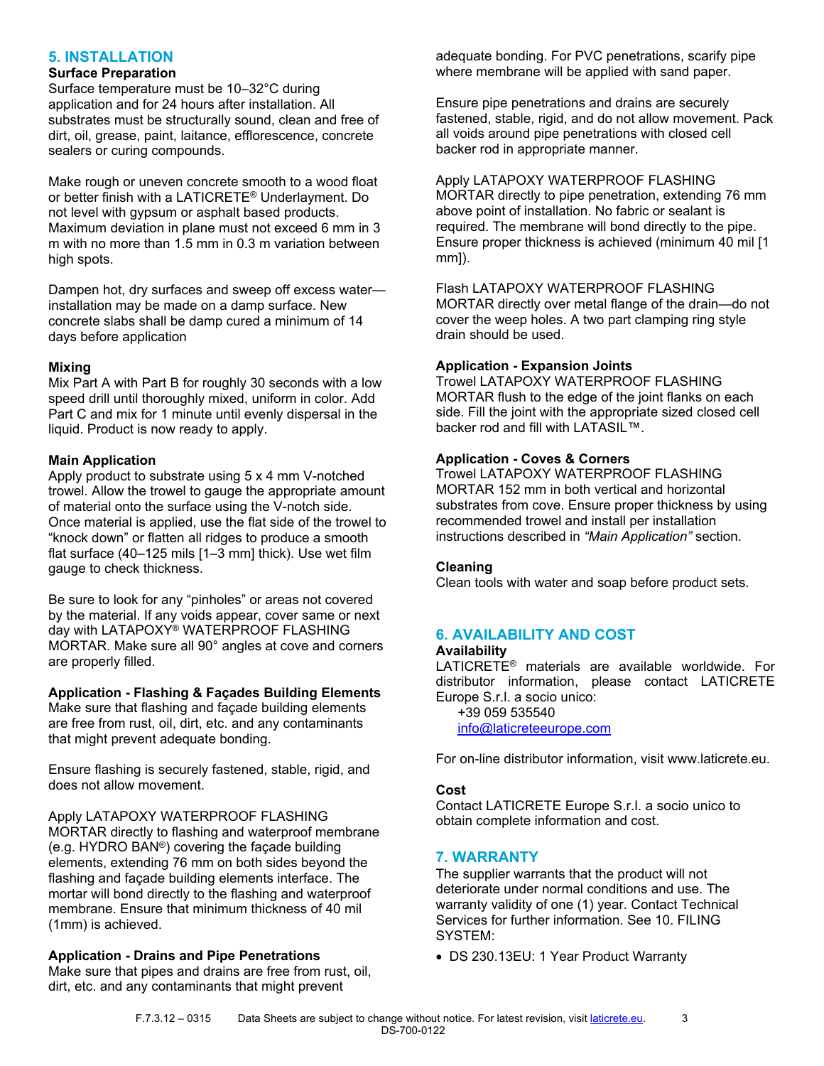## 5. INSTALLATION

**Surface Preparation**

Surface temperature must be 10–32°C during application and for 24 hours after installation. All substrates must be structurally sound, clean and free of dirt, oil, grease, paint, laitance, efflorescence, concrete sealers or curing compounds.

Make rough or uneven concrete smooth to a wood float or better finish with a LATICRETE® Underlayment. Do not level with gypsum or asphalt based products. Maximum deviation in plane must not exceed 6 mm in 3 m with no more than 1.5 mm in 0.3 m variation between high spots.

Dampen hot, dry surfaces and sweep off excess water—installation may be made on a damp surface. New concrete slabs shall be damp cured a minimum of 14 days before application

**Mixing**

Mix Part A with Part B for roughly 30 seconds with a low speed drill until thoroughly mixed, uniform in color. Add Part C and mix for 1 minute until evenly dispersal in the liquid. Product is now ready to apply.

**Main Application**

Apply product to substrate using 5 x 4 mm V-notched trowel. Allow the trowel to gauge the appropriate amount of material onto the surface using the V-notch side. Once material is applied, use the flat side of the trowel to "knock down" or flatten all ridges to produce a smooth flat surface (40–125 mils [1–3 mm] thick). Use wet film gauge to check thickness.

Be sure to look for any "pinholes" or areas not covered by the material. If any voids appear, cover same or next day with LATAPOXY® WATERPROOF FLASHING MORTAR. Make sure all 90° angles at cove and corners are properly filled.

**Application - Flashing & Façades Building Elements**

Make sure that flashing and façade building elements are free from rust, oil, dirt, etc. and any contaminants that might prevent adequate bonding.

Ensure flashing is securely fastened, stable, rigid, and does not allow movement.

Apply LATAPOXY WATERPROOF FLASHING MORTAR directly to flashing and waterproof membrane (e.g. HYDRO BAN®) covering the façade building elements, extending 76 mm on both sides beyond the flashing and façade building elements interface. The mortar will bond directly to the flashing and waterproof membrane. Ensure that minimum thickness of 40 mil (1mm) is achieved.

**Application - Drains and Pipe Penetrations**

Make sure that pipes and drains are free from rust, oil, dirt, etc. and any contaminants that might prevent adequate bonding. For PVC penetrations, scarify pipe where membrane will be applied with sand paper.

Ensure pipe penetrations and drains are securely fastened, stable, rigid, and do not allow movement. Pack all voids around pipe penetrations with closed cell backer rod in appropriate manner.

Apply LATAPOXY WATERPROOF FLASHING MORTAR directly to pipe penetration, extending 76 mm above point of installation. No fabric or sealant is required. The membrane will bond directly to the pipe. Ensure proper thickness is achieved (minimum 40 mil [1 mm]).

Flash LATAPOXY WATERPROOF FLASHING MORTAR directly over metal flange of the drain—do not cover the weep holes. A two part clamping ring style drain should be used.

**Application - Expansion Joints**

Trowel LATAPOXY WATERPROOF FLASHING MORTAR flush to the edge of the joint flanks on each side. Fill the joint with the appropriate sized closed cell backer rod and fill with LATASIL™.

**Application - Coves & Corners**

Trowel LATAPOXY WATERPROOF FLASHING MORTAR 152 mm in both vertical and horizontal substrates from cove. Ensure proper thickness by using recommended trowel and install per installation instructions described in *"Main Application"* section.

**Cleaning**

Clean tools with water and soap before product sets.

## 6. AVAILABILITY AND COST

**Availability**

LATICRETE® materials are available worldwide. For distributor information, please contact LATICRETE Europe S.r.l. a socio unico:

+39 059 535540
info@laticreteeurope.com

For on-line distributor information, visit www.laticrete.eu.

**Cost**

Contact LATICRETE Europe S.r.l. a socio unico to obtain complete information and cost.

## 7. WARRANTY

The supplier warrants that the product will not deteriorate under normal conditions and use. The warranty validity of one (1) year. Contact Technical Services for further information. See 10. FILING SYSTEM:

- DS 230.13EU: 1 Year Product Warranty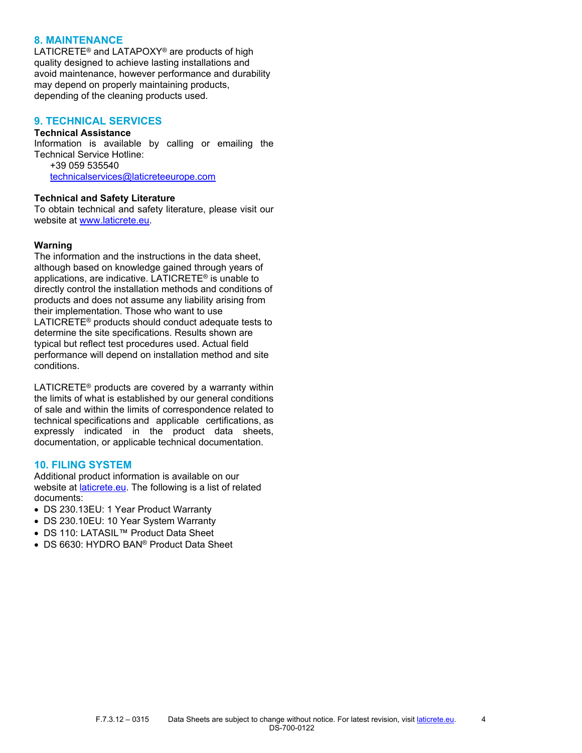## 8. MAINTENANCE

LATICRETE® and LATAPOXY® are products of high quality designed to achieve lasting installations and avoid maintenance, however performance and durability may depend on properly maintaining products, depending of the cleaning products used.

## 9. TECHNICAL SERVICES

**Technical Assistance**

Information is available by calling or emailing the Technical Service Hotline:

+39 059 535540
technicalservices@laticreteeurope.com

**Technical and Safety Literature**

To obtain technical and safety literature, please visit our website at www.laticrete.eu.

**Warning**

The information and the instructions in the data sheet, although based on knowledge gained through years of applications, are indicative. LATICRETE® is unable to directly control the installation methods and conditions of products and does not assume any liability arising from their implementation. Those who want to use LATICRETE® products should conduct adequate tests to determine the site specifications. Results shown are typical but reflect test procedures used. Actual field performance will depend on installation method and site conditions.

LATICRETE® products are covered by a warranty within the limits of what is established by our general conditions of sale and within the limits of correspondence related to technical specifications and applicable certifications, as expressly indicated in the product data sheets, documentation, or applicable technical documentation.

## 10. FILING SYSTEM

Additional product information is available on our website at laticrete.eu. The following is a list of related documents:

- DS 230.13EU: 1 Year Product Warranty
- DS 230.10EU: 10 Year System Warranty
- DS 110: LATASIL™ Product Data Sheet
- DS 6630: HYDRO BAN® Product Data Sheet